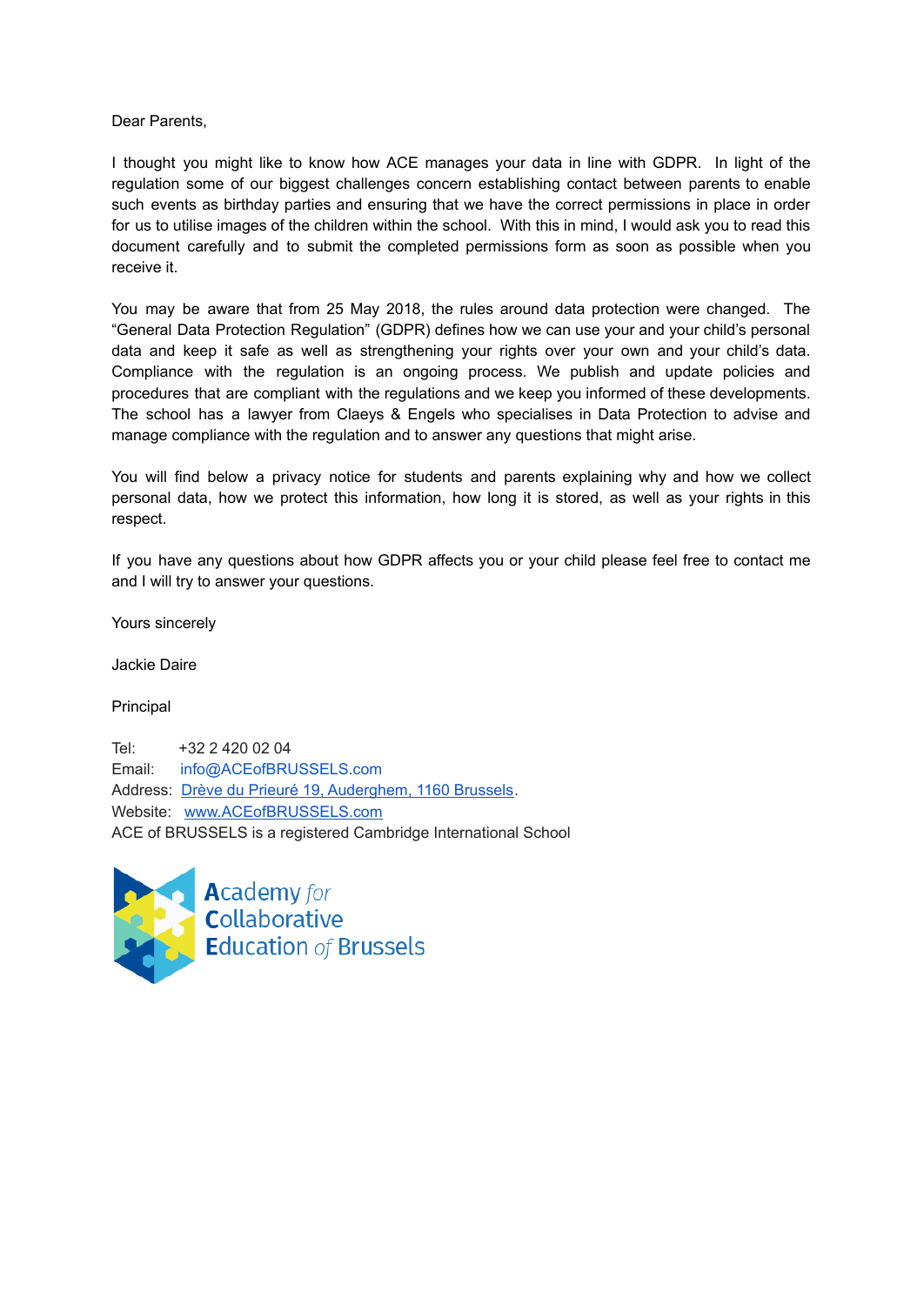Dear Parents,

I thought you might like to know how ACE manages your data in line with GDPR. In light of the regulation some of our biggest challenges concern establishing contact between parents to enable such events as birthday parties and ensuring that we have the correct permissions in place in order for us to utilise images of the children within the school. With this in mind, I would ask you to read this document carefully and to submit the completed permissions form as soon as possible when you receive it.

You may be aware that from 25 May 2018, the rules around data protection were changed. The "General Data Protection Regulation" (GDPR) defines how we can use your and your child's personal data and keep it safe as well as strengthening your rights over your own and your child's data. Compliance with the regulation is an ongoing process. We publish and update policies and procedures that are compliant with the regulations and we keep you informed of these developments. The school has a lawyer from Claeys & Engels who specialises in Data Protection to advise and manage compliance with the regulation and to answer any questions that might arise.

You will find below a privacy notice for students and parents explaining why and how we collect personal data, how we protect this information, how long it is stored, as well as your rights in this respect.

If you have any questions about how GDPR affects you or your child please feel free to contact me and I will try to answer your questions.

Yours sincerely

Jackie Daire

Principal

Tel: +32 2 420 02 04
Email: info@ACEofBRUSSELS.com
Address: Drève du Prieuré 19, Auderghem, 1160 Brussels.
Website: www.ACEofBRUSSELS.com
ACE of BRUSSELS is a registered Cambridge International School

Academy *for* Collaborative Education *of* Brussels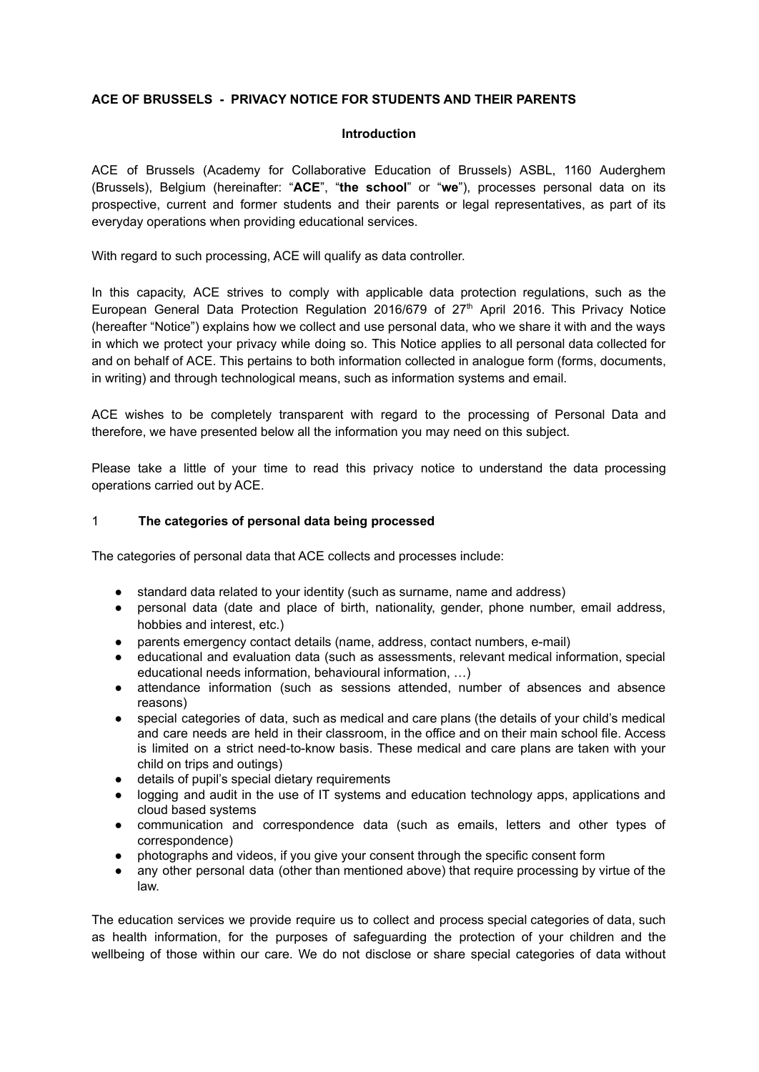**ACE OF BRUSSELS - PRIVACY NOTICE FOR STUDENTS AND THEIR PARENTS**

**Introduction**

ACE of Brussels (Academy for Collaborative Education of Brussels) ASBL, 1160 Auderghem (Brussels), Belgium (hereinafter: "**ACE**", "**the school**" or "**we**"), processes personal data on its prospective, current and former students and their parents or legal representatives, as part of its everyday operations when providing educational services.

With regard to such processing, ACE will qualify as data controller.

In this capacity, ACE strives to comply with applicable data protection regulations, such as the European General Data Protection Regulation 2016/679 of 27th April 2016. This Privacy Notice (hereafter "Notice") explains how we collect and use personal data, who we share it with and the ways in which we protect your privacy while doing so. This Notice applies to all personal data collected for and on behalf of ACE. This pertains to both information collected in analogue form (forms, documents, in writing) and through technological means, such as information systems and email.

ACE wishes to be completely transparent with regard to the processing of Personal Data and therefore, we have presented below all the information you may need on this subject.

Please take a little of your time to read this privacy notice to understand the data processing operations carried out by ACE.

## 1 The categories of personal data being processed

The categories of personal data that ACE collects and processes include:

- standard data related to your identity (such as surname, name and address)
- personal data (date and place of birth, nationality, gender, phone number, email address, hobbies and interest, etc.)
- parents emergency contact details (name, address, contact numbers, e-mail)
- educational and evaluation data (such as assessments, relevant medical information, special educational needs information, behavioural information, …)
- attendance information (such as sessions attended, number of absences and absence reasons)
- special categories of data, such as medical and care plans (the details of your child's medical and care needs are held in their classroom, in the office and on their main school file. Access is limited on a strict need-to-know basis. These medical and care plans are taken with your child on trips and outings)
- details of pupil's special dietary requirements
- logging and audit in the use of IT systems and education technology apps, applications and cloud based systems
- communication and correspondence data (such as emails, letters and other types of correspondence)
- photographs and videos, if you give your consent through the specific consent form
- any other personal data (other than mentioned above) that require processing by virtue of the law.

The education services we provide require us to collect and process special categories of data, such as health information, for the purposes of safeguarding the protection of your children and the wellbeing of those within our care. We do not disclose or share special categories of data without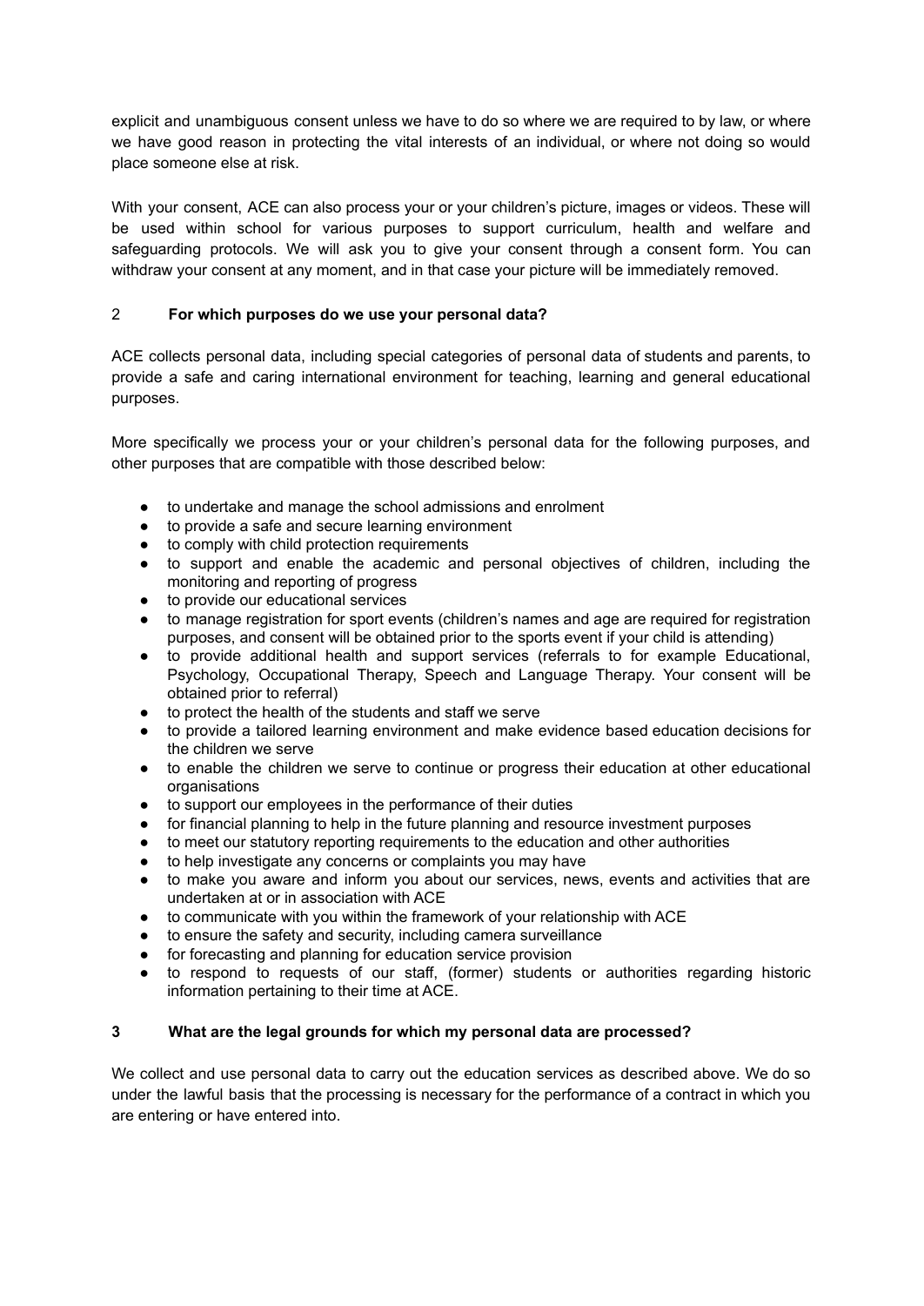explicit and unambiguous consent unless we have to do so where we are required to by law, or where we have good reason in protecting the vital interests of an individual, or where not doing so would place someone else at risk.

With your consent, ACE can also process your or your children's picture, images or videos. These will be used within school for various purposes to support curriculum, health and welfare and safeguarding protocols. We will ask you to give your consent through a consent form. You can withdraw your consent at any moment, and in that case your picture will be immediately removed.

## 2 For which purposes do we use your personal data?

ACE collects personal data, including special categories of personal data of students and parents, to provide a safe and caring international environment for teaching, learning and general educational purposes.

More specifically we process your or your children's personal data for the following purposes, and other purposes that are compatible with those described below:

- to undertake and manage the school admissions and enrolment
- to provide a safe and secure learning environment
- to comply with child protection requirements
- to support and enable the academic and personal objectives of children, including the monitoring and reporting of progress
- to provide our educational services
- to manage registration for sport events (children's names and age are required for registration purposes, and consent will be obtained prior to the sports event if your child is attending)
- to provide additional health and support services (referrals to for example Educational, Psychology, Occupational Therapy, Speech and Language Therapy. Your consent will be obtained prior to referral)
- to protect the health of the students and staff we serve
- to provide a tailored learning environment and make evidence based education decisions for the children we serve
- to enable the children we serve to continue or progress their education at other educational organisations
- to support our employees in the performance of their duties
- for financial planning to help in the future planning and resource investment purposes
- to meet our statutory reporting requirements to the education and other authorities
- to help investigate any concerns or complaints you may have
- to make you aware and inform you about our services, news, events and activities that are undertaken at or in association with ACE
- to communicate with you within the framework of your relationship with ACE
- to ensure the safety and security, including camera surveillance
- for forecasting and planning for education service provision
- to respond to requests of our staff, (former) students or authorities regarding historic information pertaining to their time at ACE.

## 3 What are the legal grounds for which my personal data are processed?

We collect and use personal data to carry out the education services as described above. We do so under the lawful basis that the processing is necessary for the performance of a contract in which you are entering or have entered into.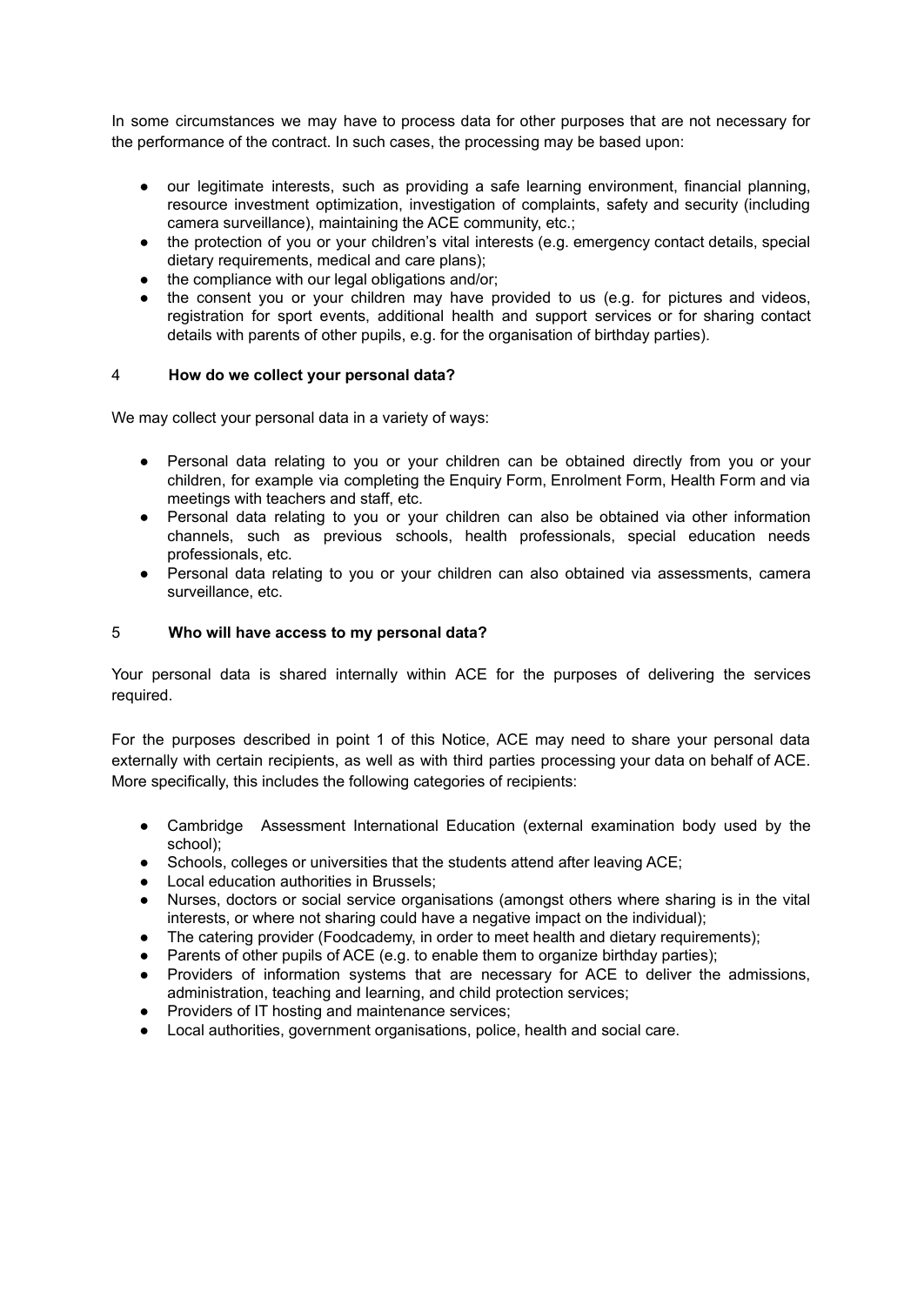In some circumstances we may have to process data for other purposes that are not necessary for the performance of the contract. In such cases, the processing may be based upon:

- our legitimate interests, such as providing a safe learning environment, financial planning, resource investment optimization, investigation of complaints, safety and security (including camera surveillance), maintaining the ACE community, etc.;
- the protection of you or your children's vital interests (e.g. emergency contact details, special dietary requirements, medical and care plans);
- the compliance with our legal obligations and/or;
- the consent you or your children may have provided to us (e.g. for pictures and videos, registration for sport events, additional health and support services or for sharing contact details with parents of other pupils, e.g. for the organisation of birthday parties).

## 4 **How do we collect your personal data?**

We may collect your personal data in a variety of ways:

- Personal data relating to you or your children can be obtained directly from you or your children, for example via completing the Enquiry Form, Enrolment Form, Health Form and via meetings with teachers and staff, etc.
- Personal data relating to you or your children can also be obtained via other information channels, such as previous schools, health professionals, special education needs professionals, etc.
- Personal data relating to you or your children can also obtained via assessments, camera surveillance, etc.

## 5 **Who will have access to my personal data?**

Your personal data is shared internally within ACE for the purposes of delivering the services required.

For the purposes described in point 1 of this Notice, ACE may need to share your personal data externally with certain recipients, as well as with third parties processing your data on behalf of ACE. More specifically, this includes the following categories of recipients:

- Cambridge Assessment International Education (external examination body used by the school);
- Schools, colleges or universities that the students attend after leaving ACE;
- Local education authorities in Brussels;
- Nurses, doctors or social service organisations (amongst others where sharing is in the vital interests, or where not sharing could have a negative impact on the individual);
- The catering provider (Foodcademy, in order to meet health and dietary requirements);
- Parents of other pupils of ACE (e.g. to enable them to organize birthday parties);
- Providers of information systems that are necessary for ACE to deliver the admissions, administration, teaching and learning, and child protection services;
- Providers of IT hosting and maintenance services;
- Local authorities, government organisations, police, health and social care.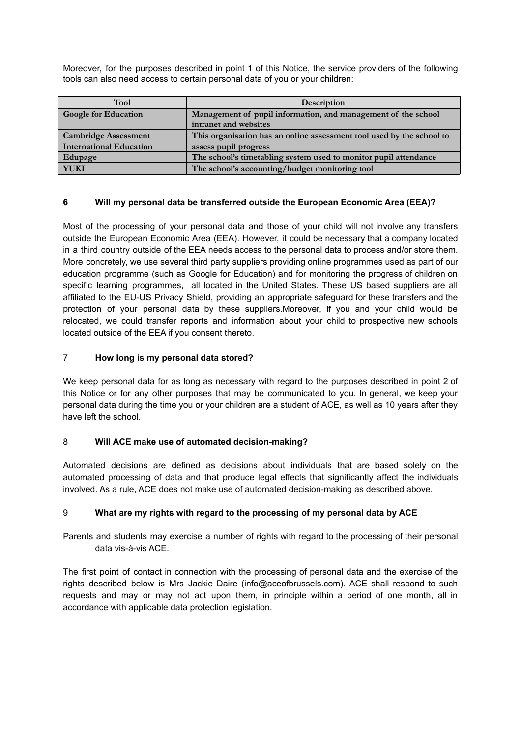Moreover, for the purposes described in point 1 of this Notice, the service providers of the following tools can also need access to certain personal data of you or your children:

| Tool | Description |
| --- | --- |
| **Google for Education** | **Management of pupil information, and management of the school intranet and websites** |
| **Cambridge Assessment International Education** | **This organisation has an online assessment tool used by the school to assess pupil progress** |
| **Edupage** | **The school's timetabling system used to monitor pupil attendance** |
| **YUKI** | **The school's accounting/budget monitoring tool** |

## 6 Will my personal data be transferred outside the European Economic Area (EEA)?

Most of the processing of your personal data and those of your child will not involve any transfers outside the European Economic Area (EEA). However, it could be necessary that a company located in a third country outside of the EEA needs access to the personal data to process and/or store them. More concretely, we use several third party suppliers providing online programmes used as part of our education programme (such as Google for Education) and for monitoring the progress of children on specific learning programmes, all located in the United States. These US based suppliers are all affiliated to the EU-US Privacy Shield, providing an appropriate safeguard for these transfers and the protection of your personal data by these suppliers.Moreover, if you and your child would be relocated, we could transfer reports and information about your child to prospective new schools located outside of the EEA if you consent thereto.

## 7 How long is my personal data stored?

We keep personal data for as long as necessary with regard to the purposes described in point 2 of this Notice or for any other purposes that may be communicated to you. In general, we keep your personal data during the time you or your children are a student of ACE, as well as 10 years after they have left the school.

## 8 Will ACE make use of automated decision-making?

Automated decisions are defined as decisions about individuals that are based solely on the automated processing of data and that produce legal effects that significantly affect the individuals involved. As a rule, ACE does not make use of automated decision-making as described above.

## 9 What are my rights with regard to the processing of my personal data by ACE

Parents and students may exercise a number of rights with regard to the processing of their personal data vis-à-vis ACE.

The first point of contact in connection with the processing of personal data and the exercise of the rights described below is Mrs Jackie Daire (info@aceofbrussels.com). ACE shall respond to such requests and may or may not act upon them, in principle within a period of one month, all in accordance with applicable data protection legislation.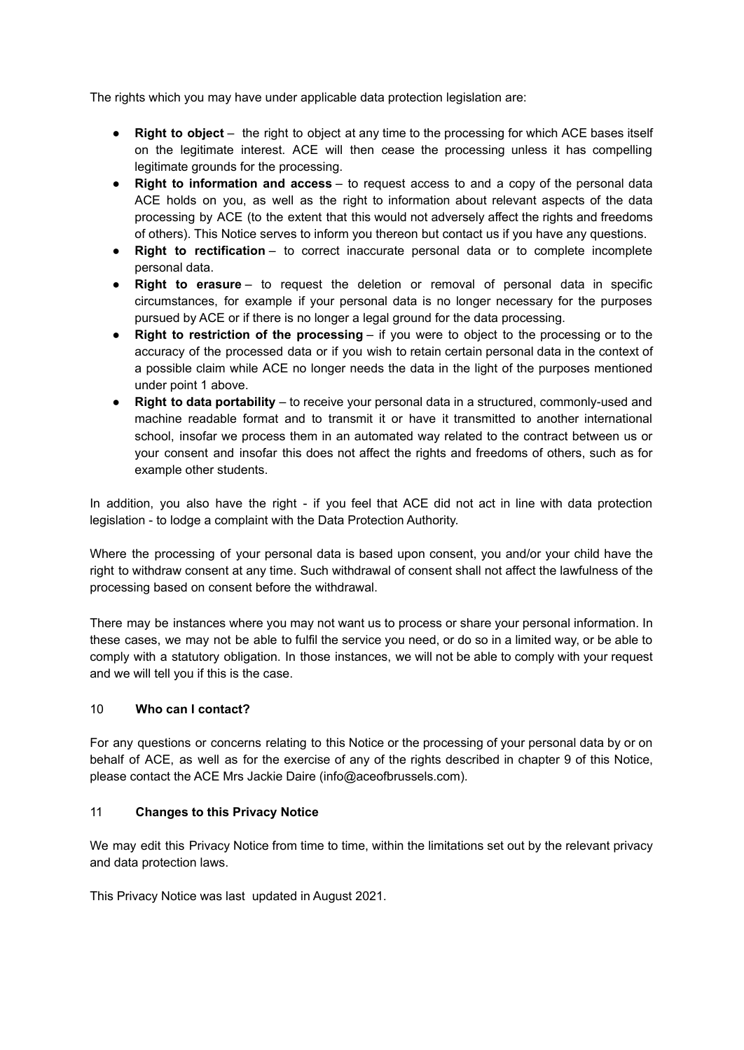The rights which you may have under applicable data protection legislation are:

- **Right to object** – the right to object at any time to the processing for which ACE bases itself on the legitimate interest. ACE will then cease the processing unless it has compelling legitimate grounds for the processing.
- **Right to information and access** – to request access to and a copy of the personal data ACE holds on you, as well as the right to information about relevant aspects of the data processing by ACE (to the extent that this would not adversely affect the rights and freedoms of others). This Notice serves to inform you thereon but contact us if you have any questions.
- **Right to rectification** – to correct inaccurate personal data or to complete incomplete personal data.
- **Right to erasure** – to request the deletion or removal of personal data in specific circumstances, for example if your personal data is no longer necessary for the purposes pursued by ACE or if there is no longer a legal ground for the data processing.
- **Right to restriction of the processing** – if you were to object to the processing or to the accuracy of the processed data or if you wish to retain certain personal data in the context of a possible claim while ACE no longer needs the data in the light of the purposes mentioned under point 1 above.
- **Right to data portability** – to receive your personal data in a structured, commonly-used and machine readable format and to transmit it or have it transmitted to another international school, insofar we process them in an automated way related to the contract between us or your consent and insofar this does not affect the rights and freedoms of others, such as for example other students.

In addition, you also have the right - if you feel that ACE did not act in line with data protection legislation - to lodge a complaint with the Data Protection Authority.

Where the processing of your personal data is based upon consent, you and/or your child have the right to withdraw consent at any time. Such withdrawal of consent shall not affect the lawfulness of the processing based on consent before the withdrawal.

There may be instances where you may not want us to process or share your personal information. In these cases, we may not be able to fulfil the service you need, or do so in a limited way, or be able to comply with a statutory obligation. In those instances, we will not be able to comply with your request and we will tell you if this is the case.

## 10 Who can I contact?

For any questions or concerns relating to this Notice or the processing of your personal data by or on behalf of ACE, as well as for the exercise of any of the rights described in chapter 9 of this Notice, please contact the ACE Mrs Jackie Daire (info@aceofbrussels.com).

## 11 Changes to this Privacy Notice

We may edit this Privacy Notice from time to time, within the limitations set out by the relevant privacy and data protection laws.

This Privacy Notice was last updated in August 2021.